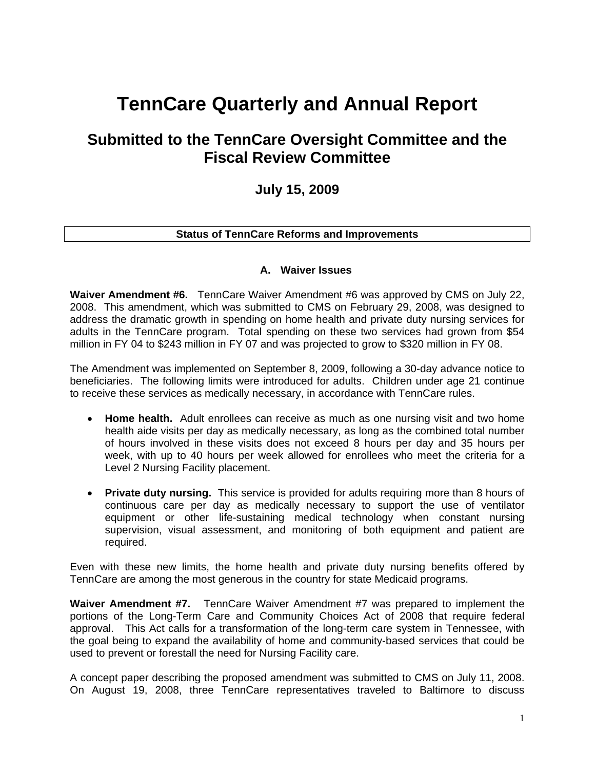# TennCare Quarterly and Annual Report

## Submitted to the TennCare Oversight Committee and the Fiscal Review Committee

### July 15, 2009

**Status of TennCare Reforms and Improvements**

### A. Waiver Issues

**Waiver Amendment #6.** TennCare Waiver Amendment #6 was approved by CMS on July 22, 2008. This amendment, which was submitted to CMS on February 29, 2008, was designed to address the dramatic growth in spending on home health and private duty nursing services for adults in the TennCare program. Total spending on these two services had grown from $54 million in FY 04 to $243 million in FY 07 and was projected to grow to $320 million in FY 08.

The Amendment was implemented on September 8, 2009, following a 30-day advance notice to beneficiaries. The following limits were introduced for adults. Children under age 21 continue to receive these services as medically necessary, in accordance with TennCare rules.

- **Home health.** Adult enrollees can receive as much as one nursing visit and two home health aide visits per day as medically necessary, as long as the combined total number of hours involved in these visits does not exceed 8 hours per day and 35 hours per week, with up to 40 hours per week allowed for enrollees who meet the criteria for a Level 2 Nursing Facility placement.

- **Private duty nursing.** This service is provided for adults requiring more than 8 hours of continuous care per day as medically necessary to support the use of ventilator equipment or other life-sustaining medical technology when constant nursing supervision, visual assessment, and monitoring of both equipment and patient are required.

Even with these new limits, the home health and private duty nursing benefits offered by TennCare are among the most generous in the country for state Medicaid programs.

**Waiver Amendment #7.** TennCare Waiver Amendment #7 was prepared to implement the portions of the Long-Term Care and Community Choices Act of 2008 that require federal approval. This Act calls for a transformation of the long-term care system in Tennessee, with the goal being to expand the availability of home and community-based services that could be used to prevent or forestall the need for Nursing Facility care.

A concept paper describing the proposed amendment was submitted to CMS on July 11, 2008. On August 19, 2008, three TennCare representatives traveled to Baltimore to discuss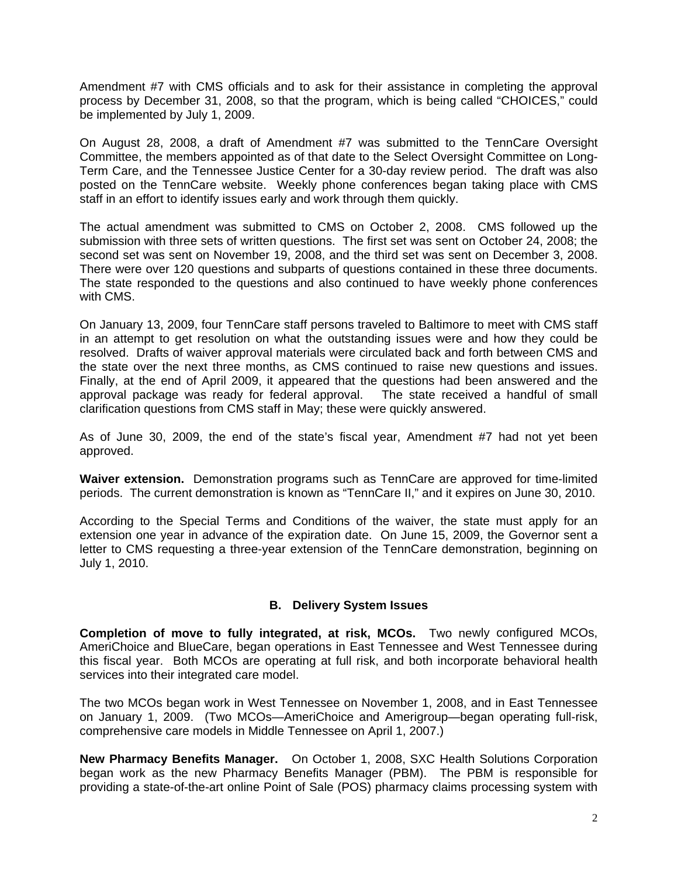Amendment #7 with CMS officials and to ask for their assistance in completing the approval process by December 31, 2008, so that the program, which is being called "CHOICES," could be implemented by July 1, 2009.

On August 28, 2008, a draft of Amendment #7 was submitted to the TennCare Oversight Committee, the members appointed as of that date to the Select Oversight Committee on Long-Term Care, and the Tennessee Justice Center for a 30-day review period. The draft was also posted on the TennCare website. Weekly phone conferences began taking place with CMS staff in an effort to identify issues early and work through them quickly.

The actual amendment was submitted to CMS on October 2, 2008. CMS followed up the submission with three sets of written questions. The first set was sent on October 24, 2008; the second set was sent on November 19, 2008, and the third set was sent on December 3, 2008. There were over 120 questions and subparts of questions contained in these three documents. The state responded to the questions and also continued to have weekly phone conferences with CMS.

On January 13, 2009, four TennCare staff persons traveled to Baltimore to meet with CMS staff in an attempt to get resolution on what the outstanding issues were and how they could be resolved. Drafts of waiver approval materials were circulated back and forth between CMS and the state over the next three months, as CMS continued to raise new questions and issues. Finally, at the end of April 2009, it appeared that the questions had been answered and the approval package was ready for federal approval. The state received a handful of small clarification questions from CMS staff in May; these were quickly answered.

As of June 30, 2009, the end of the state's fiscal year, Amendment #7 had not yet been approved.

**Waiver extension.** Demonstration programs such as TennCare are approved for time-limited periods. The current demonstration is known as "TennCare II," and it expires on June 30, 2010.

According to the Special Terms and Conditions of the waiver, the state must apply for an extension one year in advance of the expiration date. On June 15, 2009, the Governor sent a letter to CMS requesting a three-year extension of the TennCare demonstration, beginning on July 1, 2010.

## B. Delivery System Issues

**Completion of move to fully integrated, at risk, MCOs.** Two newly configured MCOs, AmeriChoice and BlueCare, began operations in East Tennessee and West Tennessee during this fiscal year. Both MCOs are operating at full risk, and both incorporate behavioral health services into their integrated care model.

The two MCOs began work in West Tennessee on November 1, 2008, and in East Tennessee on January 1, 2009. (Two MCOs—AmeriChoice and Amerigroup—began operating full-risk, comprehensive care models in Middle Tennessee on April 1, 2007.)

**New Pharmacy Benefits Manager.** On October 1, 2008, SXC Health Solutions Corporation began work as the new Pharmacy Benefits Manager (PBM). The PBM is responsible for providing a state-of-the-art online Point of Sale (POS) pharmacy claims processing system with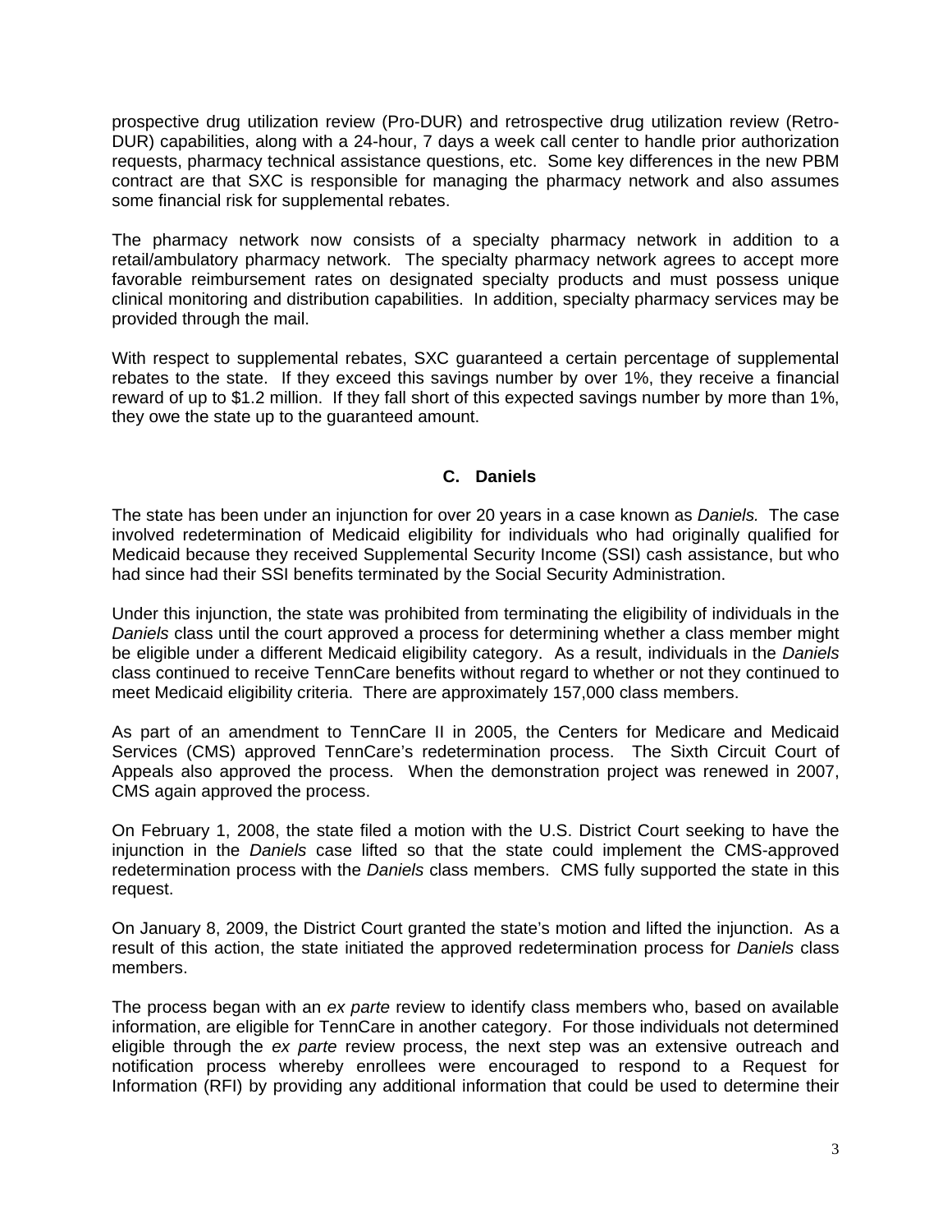prospective drug utilization review (Pro-DUR) and retrospective drug utilization review (Retro-DUR) capabilities, along with a 24-hour, 7 days a week call center to handle prior authorization requests, pharmacy technical assistance questions, etc. Some key differences in the new PBM contract are that SXC is responsible for managing the pharmacy network and also assumes some financial risk for supplemental rebates.

The pharmacy network now consists of a specialty pharmacy network in addition to a retail/ambulatory pharmacy network. The specialty pharmacy network agrees to accept more favorable reimbursement rates on designated specialty products and must possess unique clinical monitoring and distribution capabilities. In addition, specialty pharmacy services may be provided through the mail.

With respect to supplemental rebates, SXC guaranteed a certain percentage of supplemental rebates to the state. If they exceed this savings number by over 1%, they receive a financial reward of up to $1.2 million. If they fall short of this expected savings number by more than 1%, they owe the state up to the guaranteed amount.

### C. Daniels

The state has been under an injunction for over 20 years in a case known as *Daniels.* The case involved redetermination of Medicaid eligibility for individuals who had originally qualified for Medicaid because they received Supplemental Security Income (SSI) cash assistance, but who had since had their SSI benefits terminated by the Social Security Administration.

Under this injunction, the state was prohibited from terminating the eligibility of individuals in the *Daniels* class until the court approved a process for determining whether a class member might be eligible under a different Medicaid eligibility category. As a result, individuals in the *Daniels* class continued to receive TennCare benefits without regard to whether or not they continued to meet Medicaid eligibility criteria. There are approximately 157,000 class members.

As part of an amendment to TennCare II in 2005, the Centers for Medicare and Medicaid Services (CMS) approved TennCare's redetermination process. The Sixth Circuit Court of Appeals also approved the process. When the demonstration project was renewed in 2007, CMS again approved the process.

On February 1, 2008, the state filed a motion with the U.S. District Court seeking to have the injunction in the *Daniels* case lifted so that the state could implement the CMS-approved redetermination process with the *Daniels* class members. CMS fully supported the state in this request.

On January 8, 2009, the District Court granted the state's motion and lifted the injunction. As a result of this action, the state initiated the approved redetermination process for *Daniels* class members.

The process began with an *ex parte* review to identify class members who, based on available information, are eligible for TennCare in another category. For those individuals not determined eligible through the *ex parte* review process, the next step was an extensive outreach and notification process whereby enrollees were encouraged to respond to a Request for Information (RFI) by providing any additional information that could be used to determine their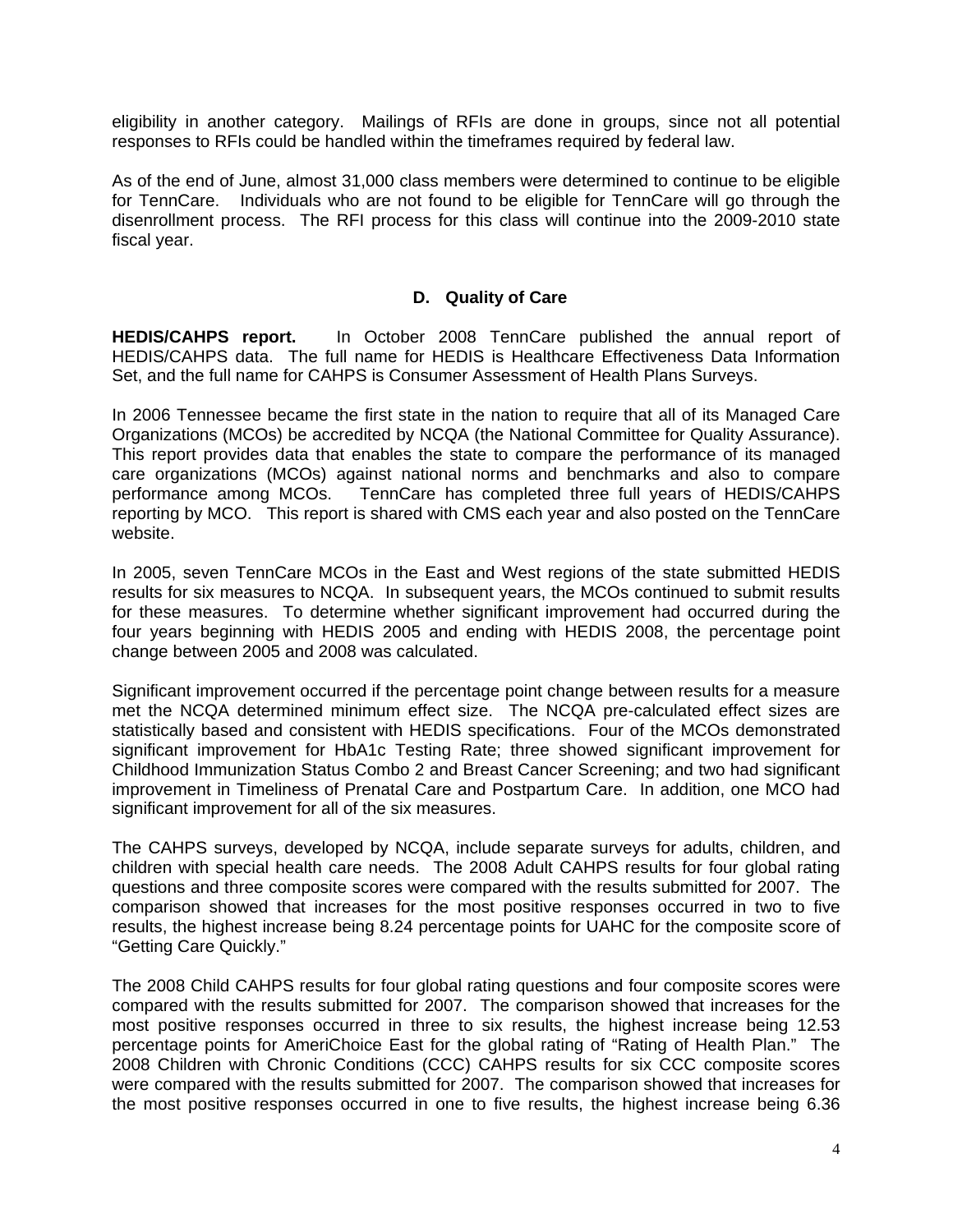eligibility in another category. Mailings of RFIs are done in groups, since not all potential responses to RFIs could be handled within the timeframes required by federal law.

As of the end of June, almost 31,000 class members were determined to continue to be eligible for TennCare. Individuals who are not found to be eligible for TennCare will go through the disenrollment process. The RFI process for this class will continue into the 2009-2010 state fiscal year.

### D. Quality of Care

**HEDIS/CAHPS report.** In October 2008 TennCare published the annual report of HEDIS/CAHPS data. The full name for HEDIS is Healthcare Effectiveness Data Information Set, and the full name for CAHPS is Consumer Assessment of Health Plans Surveys.

In 2006 Tennessee became the first state in the nation to require that all of its Managed Care Organizations (MCOs) be accredited by NCQA (the National Committee for Quality Assurance). This report provides data that enables the state to compare the performance of its managed care organizations (MCOs) against national norms and benchmarks and also to compare performance among MCOs. TennCare has completed three full years of HEDIS/CAHPS reporting by MCO. This report is shared with CMS each year and also posted on the TennCare website.

In 2005, seven TennCare MCOs in the East and West regions of the state submitted HEDIS results for six measures to NCQA. In subsequent years, the MCOs continued to submit results for these measures. To determine whether significant improvement had occurred during the four years beginning with HEDIS 2005 and ending with HEDIS 2008, the percentage point change between 2005 and 2008 was calculated.

Significant improvement occurred if the percentage point change between results for a measure met the NCQA determined minimum effect size. The NCQA pre-calculated effect sizes are statistically based and consistent with HEDIS specifications. Four of the MCOs demonstrated significant improvement for HbA1c Testing Rate; three showed significant improvement for Childhood Immunization Status Combo 2 and Breast Cancer Screening; and two had significant improvement in Timeliness of Prenatal Care and Postpartum Care. In addition, one MCO had significant improvement for all of the six measures.

The CAHPS surveys, developed by NCQA, include separate surveys for adults, children, and children with special health care needs. The 2008 Adult CAHPS results for four global rating questions and three composite scores were compared with the results submitted for 2007. The comparison showed that increases for the most positive responses occurred in two to five results, the highest increase being 8.24 percentage points for UAHC for the composite score of "Getting Care Quickly."

The 2008 Child CAHPS results for four global rating questions and four composite scores were compared with the results submitted for 2007. The comparison showed that increases for the most positive responses occurred in three to six results, the highest increase being 12.53 percentage points for AmeriChoice East for the global rating of "Rating of Health Plan." The 2008 Children with Chronic Conditions (CCC) CAHPS results for six CCC composite scores were compared with the results submitted for 2007. The comparison showed that increases for the most positive responses occurred in one to five results, the highest increase being 6.36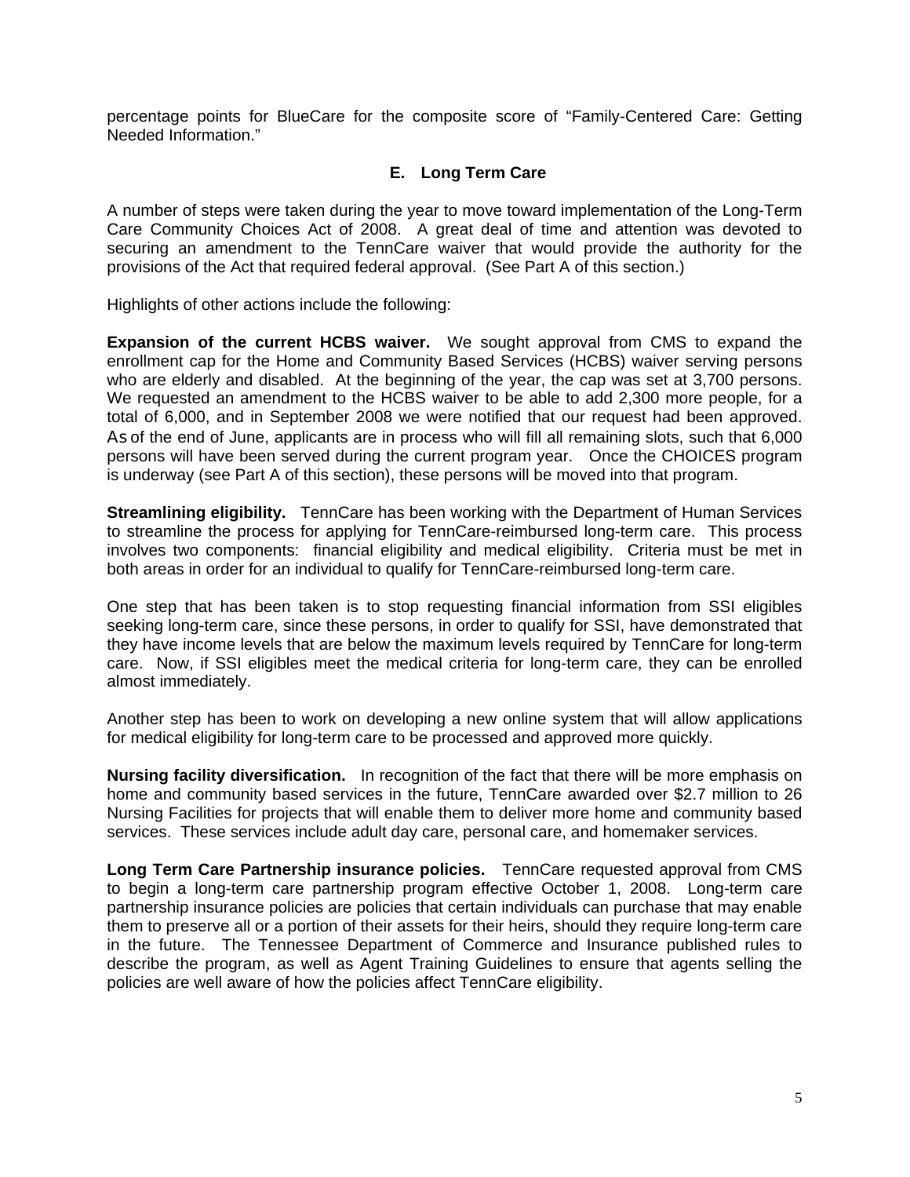percentage points for BlueCare for the composite score of "Family-Centered Care: Getting Needed Information."

### E. Long Term Care

A number of steps were taken during the year to move toward implementation of the Long-Term Care Community Choices Act of 2008. A great deal of time and attention was devoted to securing an amendment to the TennCare waiver that would provide the authority for the provisions of the Act that required federal approval. (See Part A of this section.)

Highlights of other actions include the following:

**Expansion of the current HCBS waiver.** We sought approval from CMS to expand the enrollment cap for the Home and Community Based Services (HCBS) waiver serving persons who are elderly and disabled. At the beginning of the year, the cap was set at 3,700 persons. We requested an amendment to the HCBS waiver to be able to add 2,300 more people, for a total of 6,000, and in September 2008 we were notified that our request had been approved. As of the end of June, applicants are in process who will fill all remaining slots, such that 6,000 persons will have been served during the current program year. Once the CHOICES program is underway (see Part A of this section), these persons will be moved into that program.

**Streamlining eligibility.** TennCare has been working with the Department of Human Services to streamline the process for applying for TennCare-reimbursed long-term care. This process involves two components: financial eligibility and medical eligibility. Criteria must be met in both areas in order for an individual to qualify for TennCare-reimbursed long-term care.

One step that has been taken is to stop requesting financial information from SSI eligibles seeking long-term care, since these persons, in order to qualify for SSI, have demonstrated that they have income levels that are below the maximum levels required by TennCare for long-term care. Now, if SSI eligibles meet the medical criteria for long-term care, they can be enrolled almost immediately.

Another step has been to work on developing a new online system that will allow applications for medical eligibility for long-term care to be processed and approved more quickly.

**Nursing facility diversification.** In recognition of the fact that there will be more emphasis on home and community based services in the future, TennCare awarded over $2.7 million to 26 Nursing Facilities for projects that will enable them to deliver more home and community based services. These services include adult day care, personal care, and homemaker services.

**Long Term Care Partnership insurance policies.** TennCare requested approval from CMS to begin a long-term care partnership program effective October 1, 2008. Long-term care partnership insurance policies are policies that certain individuals can purchase that may enable them to preserve all or a portion of their assets for their heirs, should they require long-term care in the future. The Tennessee Department of Commerce and Insurance published rules to describe the program, as well as Agent Training Guidelines to ensure that agents selling the policies are well aware of how the policies affect TennCare eligibility.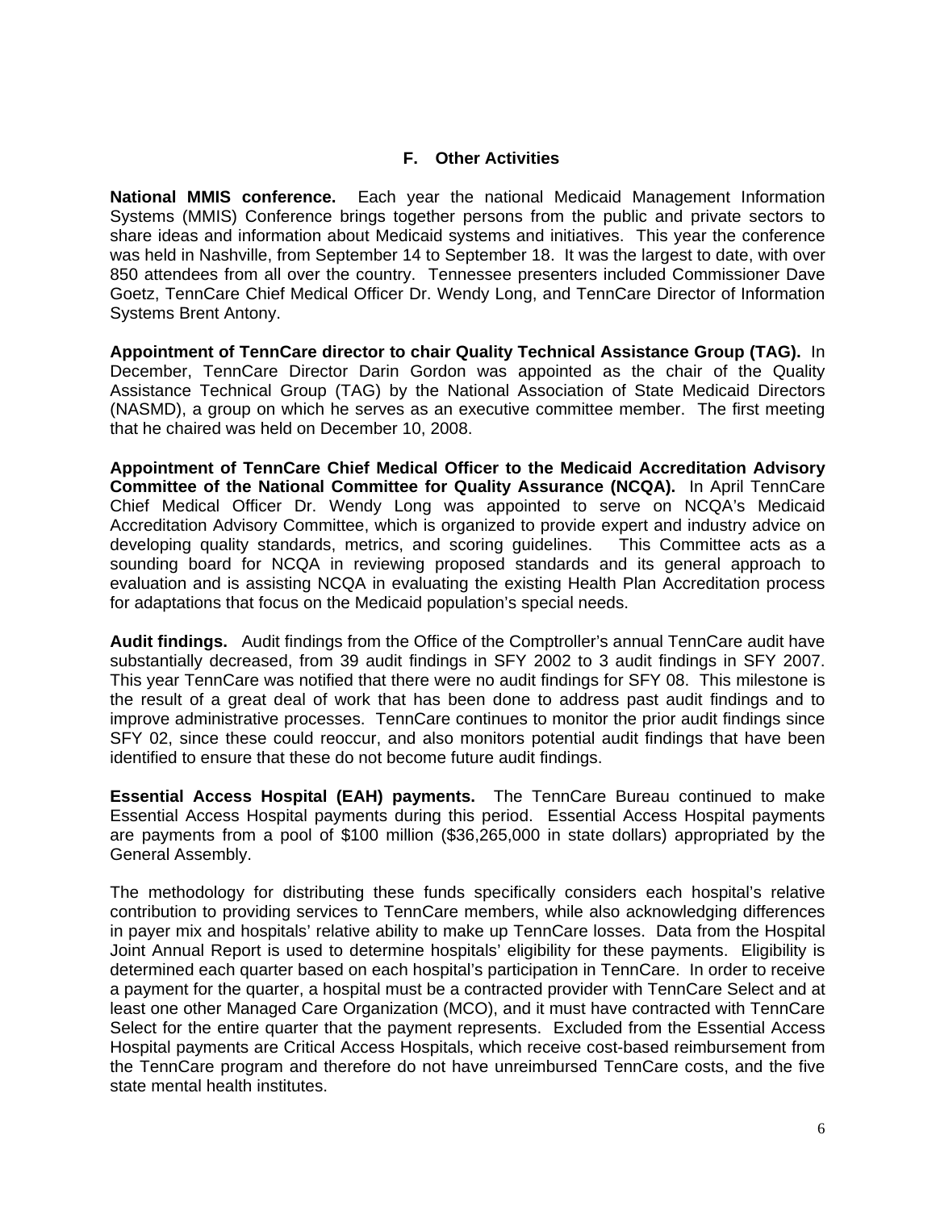## F. Other Activities

**National MMIS conference.** Each year the national Medicaid Management Information Systems (MMIS) Conference brings together persons from the public and private sectors to share ideas and information about Medicaid systems and initiatives. This year the conference was held in Nashville, from September 14 to September 18. It was the largest to date, with over 850 attendees from all over the country. Tennessee presenters included Commissioner Dave Goetz, TennCare Chief Medical Officer Dr. Wendy Long, and TennCare Director of Information Systems Brent Antony.

**Appointment of TennCare director to chair Quality Technical Assistance Group (TAG).** In December, TennCare Director Darin Gordon was appointed as the chair of the Quality Assistance Technical Group (TAG) by the National Association of State Medicaid Directors (NASMD), a group on which he serves as an executive committee member. The first meeting that he chaired was held on December 10, 2008.

**Appointment of TennCare Chief Medical Officer to the Medicaid Accreditation Advisory Committee of the National Committee for Quality Assurance (NCQA).** In April TennCare Chief Medical Officer Dr. Wendy Long was appointed to serve on NCQA's Medicaid Accreditation Advisory Committee, which is organized to provide expert and industry advice on developing quality standards, metrics, and scoring guidelines. This Committee acts as a sounding board for NCQA in reviewing proposed standards and its general approach to evaluation and is assisting NCQA in evaluating the existing Health Plan Accreditation process for adaptations that focus on the Medicaid population's special needs.

**Audit findings.** Audit findings from the Office of the Comptroller's annual TennCare audit have substantially decreased, from 39 audit findings in SFY 2002 to 3 audit findings in SFY 2007. This year TennCare was notified that there were no audit findings for SFY 08. This milestone is the result of a great deal of work that has been done to address past audit findings and to improve administrative processes. TennCare continues to monitor the prior audit findings since SFY 02, since these could reoccur, and also monitors potential audit findings that have been identified to ensure that these do not become future audit findings.

**Essential Access Hospital (EAH) payments.** The TennCare Bureau continued to make Essential Access Hospital payments during this period. Essential Access Hospital payments are payments from a pool of $100 million ($36,265,000 in state dollars) appropriated by the General Assembly.

The methodology for distributing these funds specifically considers each hospital's relative contribution to providing services to TennCare members, while also acknowledging differences in payer mix and hospitals' relative ability to make up TennCare losses. Data from the Hospital Joint Annual Report is used to determine hospitals' eligibility for these payments. Eligibility is determined each quarter based on each hospital's participation in TennCare. In order to receive a payment for the quarter, a hospital must be a contracted provider with TennCare Select and at least one other Managed Care Organization (MCO), and it must have contracted with TennCare Select for the entire quarter that the payment represents. Excluded from the Essential Access Hospital payments are Critical Access Hospitals, which receive cost-based reimbursement from the TennCare program and therefore do not have unreimbursed TennCare costs, and the five state mental health institutes.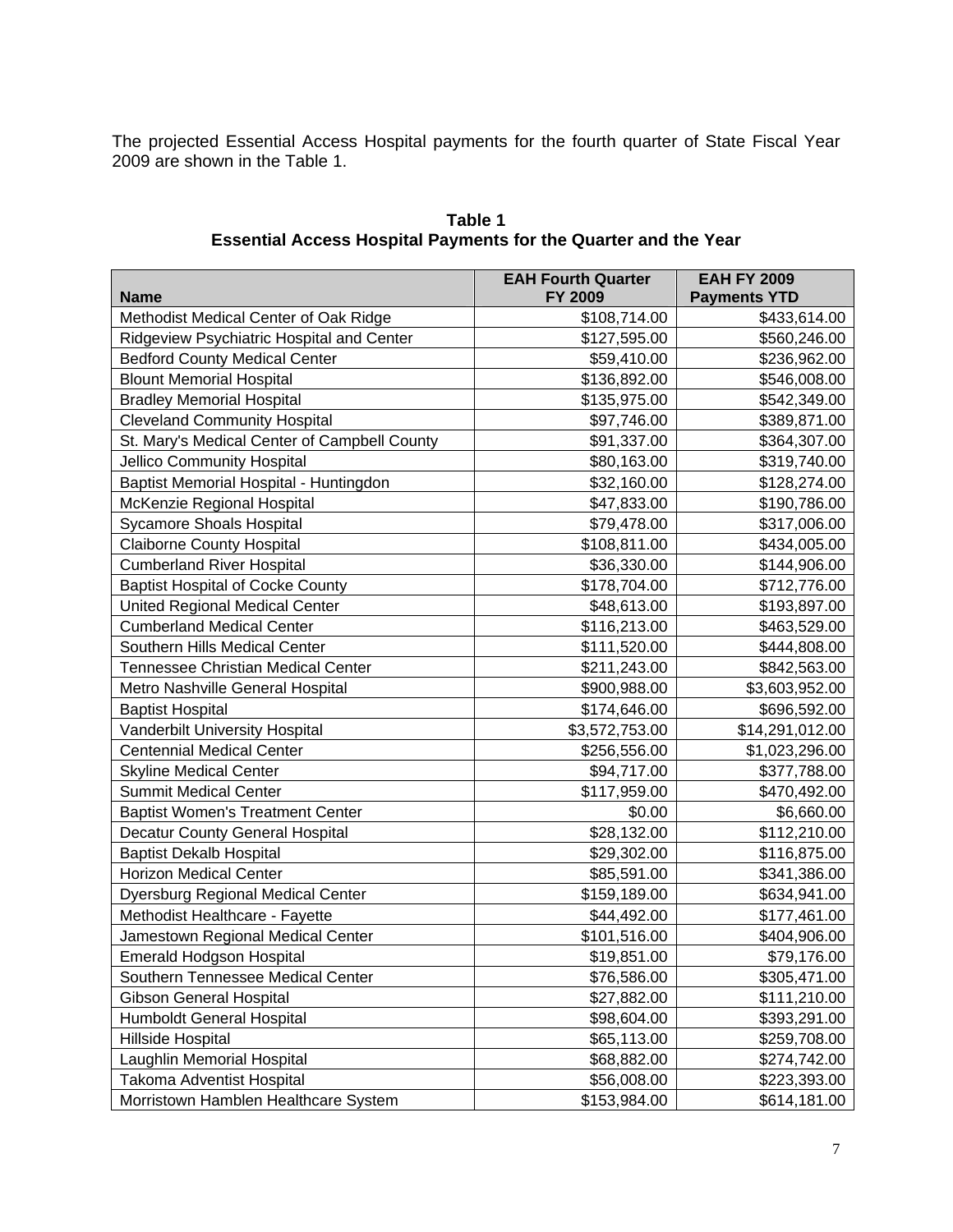The projected Essential Access Hospital payments for the fourth quarter of State Fiscal Year 2009 are shown in the Table 1.

**Table 1**
**Essential Access Hospital Payments for the Quarter and the Year**

| Name | EAH Fourth Quarter FY 2009 | EAH FY 2009 Payments YTD |
|---|---:|---:|
| Methodist Medical Center of Oak Ridge | $108,714.00 | $433,614.00 |
| Ridgeview Psychiatric Hospital and Center | $127,595.00 | $560,246.00 |
| Bedford County Medical Center | $59,410.00 | $236,962.00 |
| Blount Memorial Hospital | $136,892.00 | $546,008.00 |
| Bradley Memorial Hospital | $135,975.00 | $542,349.00 |
| Cleveland Community Hospital | $97,746.00 | $389,871.00 |
| St. Mary's Medical Center of Campbell County | $91,337.00 | $364,307.00 |
| Jellico Community Hospital | $80,163.00 | $319,740.00 |
| Baptist Memorial Hospital - Huntingdon | $32,160.00 | $128,274.00 |
| McKenzie Regional Hospital | $47,833.00 | $190,786.00 |
| Sycamore Shoals Hospital | $79,478.00 | $317,006.00 |
| Claiborne County Hospital | $108,811.00 | $434,005.00 |
| Cumberland River Hospital | $36,330.00 | $144,906.00 |
| Baptist Hospital of Cocke County | $178,704.00 | $712,776.00 |
| United Regional Medical Center | $48,613.00 | $193,897.00 |
| Cumberland Medical Center | $116,213.00 | $463,529.00 |
| Southern Hills Medical Center | $111,520.00 | $444,808.00 |
| Tennessee Christian Medical Center | $211,243.00 | $842,563.00 |
| Metro Nashville General Hospital | $900,988.00 | $3,603,952.00 |
| Baptist Hospital | $174,646.00 | $696,592.00 |
| Vanderbilt University Hospital | $3,572,753.00 | $14,291,012.00 |
| Centennial Medical Center | $256,556.00 | $1,023,296.00 |
| Skyline Medical Center | $94,717.00 | $377,788.00 |
| Summit Medical Center | $117,959.00 | $470,492.00 |
| Baptist Women's Treatment Center | $0.00 | $6,660.00 |
| Decatur County General Hospital | $28,132.00 | $112,210.00 |
| Baptist Dekalb Hospital | $29,302.00 | $116,875.00 |
| Horizon Medical Center | $85,591.00 | $341,386.00 |
| Dyersburg Regional Medical Center | $159,189.00 | $634,941.00 |
| Methodist Healthcare - Fayette | $44,492.00 | $177,461.00 |
| Jamestown Regional Medical Center | $101,516.00 | $404,906.00 |
| Emerald Hodgson Hospital | $19,851.00 | $79,176.00 |
| Southern Tennessee Medical Center | $76,586.00 | $305,471.00 |
| Gibson General Hospital | $27,882.00 | $111,210.00 |
| Humboldt General Hospital | $98,604.00 | $393,291.00 |
| Hillside Hospital | $65,113.00 | $259,708.00 |
| Laughlin Memorial Hospital | $68,882.00 | $274,742.00 |
| Takoma Adventist Hospital | $56,008.00 | $223,393.00 |
| Morristown Hamblen Healthcare System | $153,984.00 | $614,181.00 |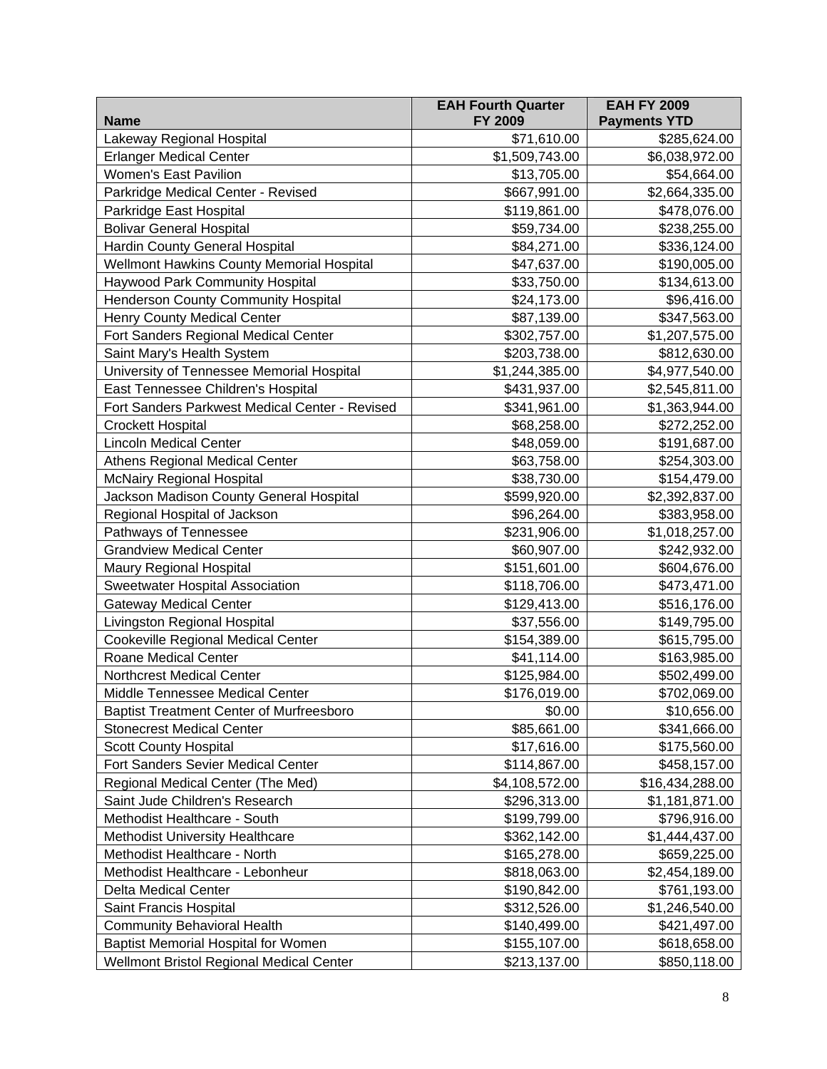| Name | EAH Fourth Quarter FY 2009 | EAH FY 2009 Payments YTD |
|---|---|---|
| Lakeway Regional Hospital | $71,610.00 | $285,624.00 |
| Erlanger Medical Center | $1,509,743.00 | $6,038,972.00 |
| Women's East Pavilion | $13,705.00 | $54,664.00 |
| Parkridge Medical Center - Revised | $667,991.00 | $2,664,335.00 |
| Parkridge East Hospital | $119,861.00 | $478,076.00 |
| Bolivar General Hospital | $59,734.00 | $238,255.00 |
| Hardin County General Hospital | $84,271.00 | $336,124.00 |
| Wellmont Hawkins County Memorial Hospital | $47,637.00 | $190,005.00 |
| Haywood Park Community Hospital | $33,750.00 | $134,613.00 |
| Henderson County Community Hospital | $24,173.00 | $96,416.00 |
| Henry County Medical Center | $87,139.00 | $347,563.00 |
| Fort Sanders Regional Medical Center | $302,757.00 | $1,207,575.00 |
| Saint Mary's Health System | $203,738.00 | $812,630.00 |
| University of Tennessee Memorial Hospital | $1,244,385.00 | $4,977,540.00 |
| East Tennessee Children's Hospital | $431,937.00 | $2,545,811.00 |
| Fort Sanders Parkwest Medical Center - Revised | $341,961.00 | $1,363,944.00 |
| Crockett Hospital | $68,258.00 | $272,252.00 |
| Lincoln Medical Center | $48,059.00 | $191,687.00 |
| Athens Regional Medical Center | $63,758.00 | $254,303.00 |
| McNairy Regional Hospital | $38,730.00 | $154,479.00 |
| Jackson Madison County General Hospital | $599,920.00 | $2,392,837.00 |
| Regional Hospital of Jackson | $96,264.00 | $383,958.00 |
| Pathways of Tennessee | $231,906.00 | $1,018,257.00 |
| Grandview Medical Center | $60,907.00 | $242,932.00 |
| Maury Regional Hospital | $151,601.00 | $604,676.00 |
| Sweetwater Hospital Association | $118,706.00 | $473,471.00 |
| Gateway Medical Center | $129,413.00 | $516,176.00 |
| Livingston Regional Hospital | $37,556.00 | $149,795.00 |
| Cookeville Regional Medical Center | $154,389.00 | $615,795.00 |
| Roane Medical Center | $41,114.00 | $163,985.00 |
| Northcrest Medical Center | $125,984.00 | $502,499.00 |
| Middle Tennessee Medical Center | $176,019.00 | $702,069.00 |
| Baptist Treatment Center of Murfreesboro | $0.00 | $10,656.00 |
| Stonecrest Medical Center | $85,661.00 | $341,666.00 |
| Scott County Hospital | $17,616.00 | $175,560.00 |
| Fort Sanders Sevier Medical Center | $114,867.00 | $458,157.00 |
| Regional Medical Center (The Med) | $4,108,572.00 | $16,434,288.00 |
| Saint Jude Children's Research | $296,313.00 | $1,181,871.00 |
| Methodist Healthcare - South | $199,799.00 | $796,916.00 |
| Methodist University Healthcare | $362,142.00 | $1,444,437.00 |
| Methodist Healthcare - North | $165,278.00 | $659,225.00 |
| Methodist Healthcare - Lebonheur | $818,063.00 | $2,454,189.00 |
| Delta Medical Center | $190,842.00 | $761,193.00 |
| Saint Francis Hospital | $312,526.00 | $1,246,540.00 |
| Community Behavioral Health | $140,499.00 | $421,497.00 |
| Baptist Memorial Hospital for Women | $155,107.00 | $618,658.00 |
| Wellmont Bristol Regional Medical Center | $213,137.00 | $850,118.00 |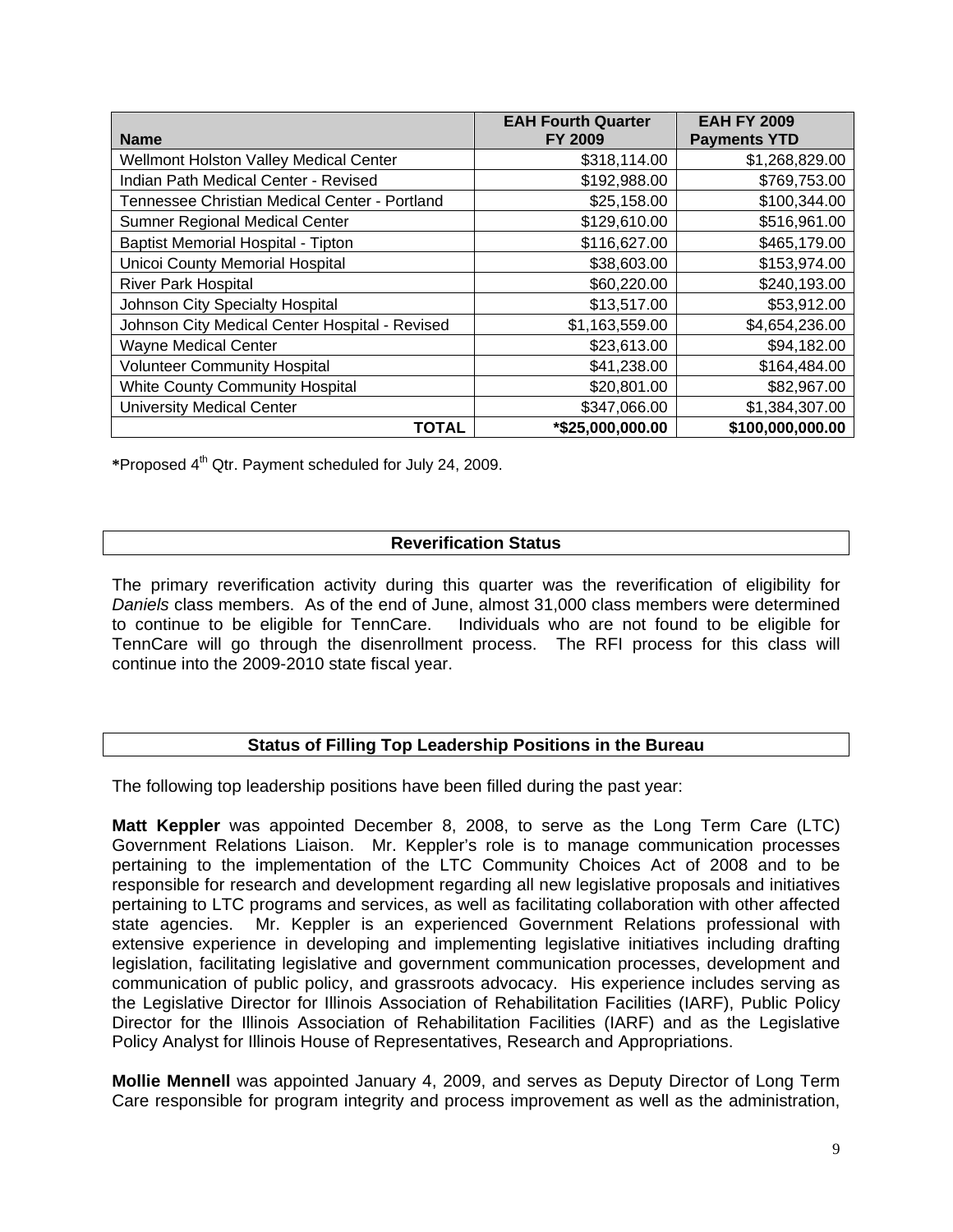| Name | EAH Fourth Quarter FY 2009 | EAH FY 2009 Payments YTD |
|---|---|---|
| Wellmont Holston Valley Medical Center | $318,114.00 | $1,268,829.00 |
| Indian Path Medical Center - Revised | $192,988.00 | $769,753.00 |
| Tennessee Christian Medical Center - Portland | $25,158.00 | $100,344.00 |
| Sumner Regional Medical Center | $129,610.00 | $516,961.00 |
| Baptist Memorial Hospital - Tipton | $116,627.00 | $465,179.00 |
| Unicoi County Memorial Hospital | $38,603.00 | $153,974.00 |
| River Park Hospital | $60,220.00 | $240,193.00 |
| Johnson City Specialty Hospital | $13,517.00 | $53,912.00 |
| Johnson City Medical Center Hospital - Revised | $1,163,559.00 | $4,654,236.00 |
| Wayne Medical Center | $23,613.00 | $94,182.00 |
| Volunteer Community Hospital | $41,238.00 | $164,484.00 |
| White County Community Hospital | $20,801.00 | $82,967.00 |
| University Medical Center | $347,066.00 | $1,384,307.00 |
| **TOTAL** | **\*$25,000,000.00** | **$100,000,000.00** |

**\***Proposed 4th Qtr. Payment scheduled for July 24, 2009.

## Reverification Status

The primary reverification activity during this quarter was the reverification of eligibility for *Daniels* class members. As of the end of June, almost 31,000 class members were determined to continue to be eligible for TennCare. Individuals who are not found to be eligible for TennCare will go through the disenrollment process. The RFI process for this class will continue into the 2009-2010 state fiscal year.

## Status of Filling Top Leadership Positions in the Bureau

The following top leadership positions have been filled during the past year:

**Matt Keppler** was appointed December 8, 2008, to serve as the Long Term Care (LTC) Government Relations Liaison. Mr. Keppler's role is to manage communication processes pertaining to the implementation of the LTC Community Choices Act of 2008 and to be responsible for research and development regarding all new legislative proposals and initiatives pertaining to LTC programs and services, as well as facilitating collaboration with other affected state agencies. Mr. Keppler is an experienced Government Relations professional with extensive experience in developing and implementing legislative initiatives including drafting legislation, facilitating legislative and government communication processes, development and communication of public policy, and grassroots advocacy. His experience includes serving as the Legislative Director for Illinois Association of Rehabilitation Facilities (IARF), Public Policy Director for the Illinois Association of Rehabilitation Facilities (IARF) and as the Legislative Policy Analyst for Illinois House of Representatives, Research and Appropriations.

**Mollie Mennell** was appointed January 4, 2009, and serves as Deputy Director of Long Term Care responsible for program integrity and process improvement as well as the administration,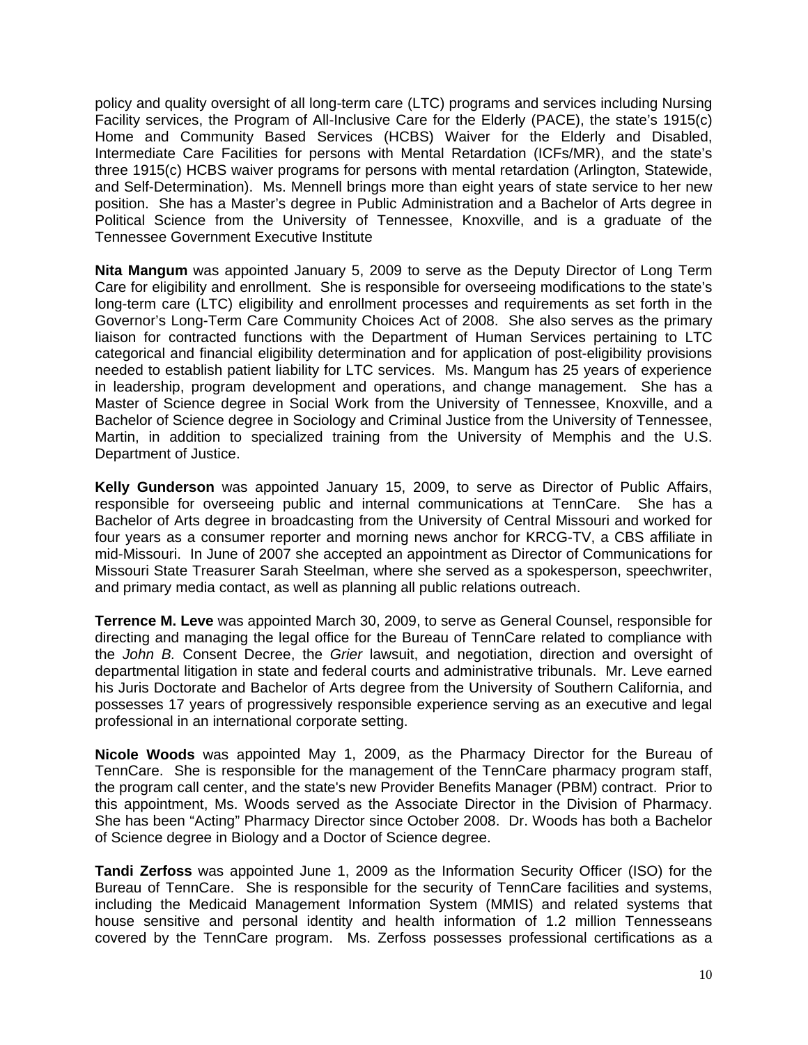policy and quality oversight of all long-term care (LTC) programs and services including Nursing Facility services, the Program of All-Inclusive Care for the Elderly (PACE), the state's 1915(c) Home and Community Based Services (HCBS) Waiver for the Elderly and Disabled, Intermediate Care Facilities for persons with Mental Retardation (ICFs/MR), and the state's three 1915(c) HCBS waiver programs for persons with mental retardation (Arlington, Statewide, and Self-Determination). Ms. Mennell brings more than eight years of state service to her new position. She has a Master's degree in Public Administration and a Bachelor of Arts degree in Political Science from the University of Tennessee, Knoxville, and is a graduate of the Tennessee Government Executive Institute

**Nita Mangum** was appointed January 5, 2009 to serve as the Deputy Director of Long Term Care for eligibility and enrollment. She is responsible for overseeing modifications to the state's long-term care (LTC) eligibility and enrollment processes and requirements as set forth in the Governor's Long-Term Care Community Choices Act of 2008. She also serves as the primary liaison for contracted functions with the Department of Human Services pertaining to LTC categorical and financial eligibility determination and for application of post-eligibility provisions needed to establish patient liability for LTC services. Ms. Mangum has 25 years of experience in leadership, program development and operations, and change management. She has a Master of Science degree in Social Work from the University of Tennessee, Knoxville, and a Bachelor of Science degree in Sociology and Criminal Justice from the University of Tennessee, Martin, in addition to specialized training from the University of Memphis and the U.S. Department of Justice.

**Kelly Gunderson** was appointed January 15, 2009, to serve as Director of Public Affairs, responsible for overseeing public and internal communications at TennCare. She has a Bachelor of Arts degree in broadcasting from the University of Central Missouri and worked for four years as a consumer reporter and morning news anchor for KRCG-TV, a CBS affiliate in mid-Missouri. In June of 2007 she accepted an appointment as Director of Communications for Missouri State Treasurer Sarah Steelman, where she served as a spokesperson, speechwriter, and primary media contact, as well as planning all public relations outreach.

**Terrence M. Leve** was appointed March 30, 2009, to serve as General Counsel, responsible for directing and managing the legal office for the Bureau of TennCare related to compliance with the *John B.* Consent Decree, the *Grier* lawsuit, and negotiation, direction and oversight of departmental litigation in state and federal courts and administrative tribunals. Mr. Leve earned his Juris Doctorate and Bachelor of Arts degree from the University of Southern California, and possesses 17 years of progressively responsible experience serving as an executive and legal professional in an international corporate setting.

**Nicole Woods** was appointed May 1, 2009, as the Pharmacy Director for the Bureau of TennCare. She is responsible for the management of the TennCare pharmacy program staff, the program call center, and the state's new Provider Benefits Manager (PBM) contract. Prior to this appointment, Ms. Woods served as the Associate Director in the Division of Pharmacy. She has been "Acting" Pharmacy Director since October 2008. Dr. Woods has both a Bachelor of Science degree in Biology and a Doctor of Science degree.

**Tandi Zerfoss** was appointed June 1, 2009 as the Information Security Officer (ISO) for the Bureau of TennCare. She is responsible for the security of TennCare facilities and systems, including the Medicaid Management Information System (MMIS) and related systems that house sensitive and personal identity and health information of 1.2 million Tennesseans covered by the TennCare program. Ms. Zerfoss possesses professional certifications as a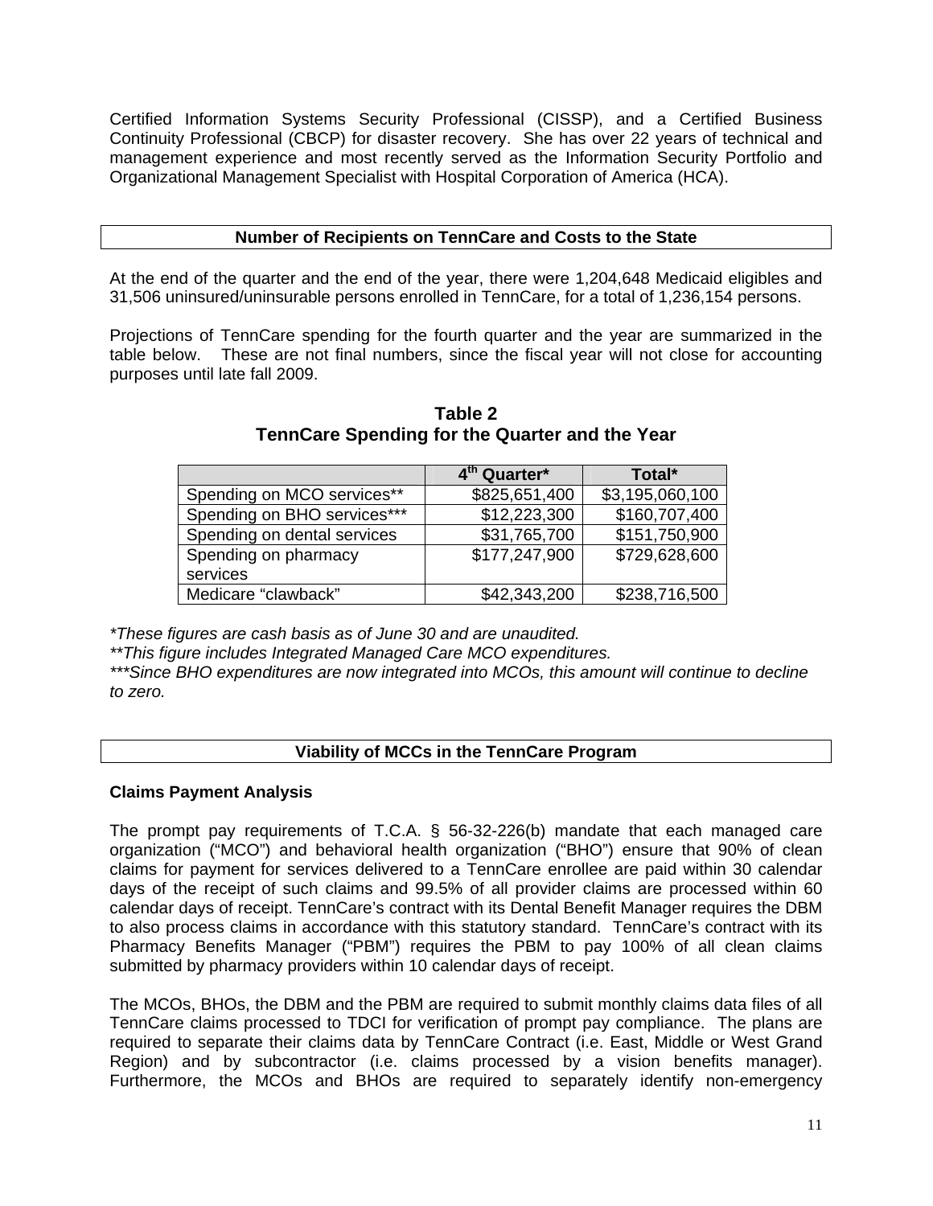Certified Information Systems Security Professional (CISSP), and a Certified Business Continuity Professional (CBCP) for disaster recovery. She has over 22 years of technical and management experience and most recently served as the Information Security Portfolio and Organizational Management Specialist with Hospital Corporation of America (HCA).

## Number of Recipients on TennCare and Costs to the State

At the end of the quarter and the end of the year, there were 1,204,648 Medicaid eligibles and 31,506 uninsured/uninsurable persons enrolled in TennCare, for a total of 1,236,154 persons.

Projections of TennCare spending for the fourth quarter and the year are summarized in the table below. These are not final numbers, since the fiscal year will not close for accounting purposes until late fall 2009.

**Table 2**
**TennCare Spending for the Quarter and the Year**

| | 4th Quarter* | Total* |
|---|---|---|
| Spending on MCO services** | \$825,651,400 | \$3,195,060,100 |
| Spending on BHO services*** | \$12,223,300 | \$160,707,400 |
| Spending on dental services | \$31,765,700 | \$151,750,900 |
| Spending on pharmacy services | \$177,247,900 | \$729,628,600 |
| Medicare "clawback" | \$42,343,200 | \$238,716,500 |

*\*These figures are cash basis as of June 30 and are unaudited.*
*\*\*This figure includes Integrated Managed Care MCO expenditures.*
*\*\*\*Since BHO expenditures are now integrated into MCOs, this amount will continue to decline to zero.*

## Viability of MCCs in the TennCare Program

### Claims Payment Analysis

The prompt pay requirements of T.C.A. § 56-32-226(b) mandate that each managed care organization ("MCO") and behavioral health organization ("BHO") ensure that 90% of clean claims for payment for services delivered to a TennCare enrollee are paid within 30 calendar days of the receipt of such claims and 99.5% of all provider claims are processed within 60 calendar days of receipt. TennCare's contract with its Dental Benefit Manager requires the DBM to also process claims in accordance with this statutory standard. TennCare's contract with its Pharmacy Benefits Manager ("PBM") requires the PBM to pay 100% of all clean claims submitted by pharmacy providers within 10 calendar days of receipt.

The MCOs, BHOs, the DBM and the PBM are required to submit monthly claims data files of all TennCare claims processed to TDCI for verification of prompt pay compliance. The plans are required to separate their claims data by TennCare Contract (i.e. East, Middle or West Grand Region) and by subcontractor (i.e. claims processed by a vision benefits manager). Furthermore, the MCOs and BHOs are required to separately identify non-emergency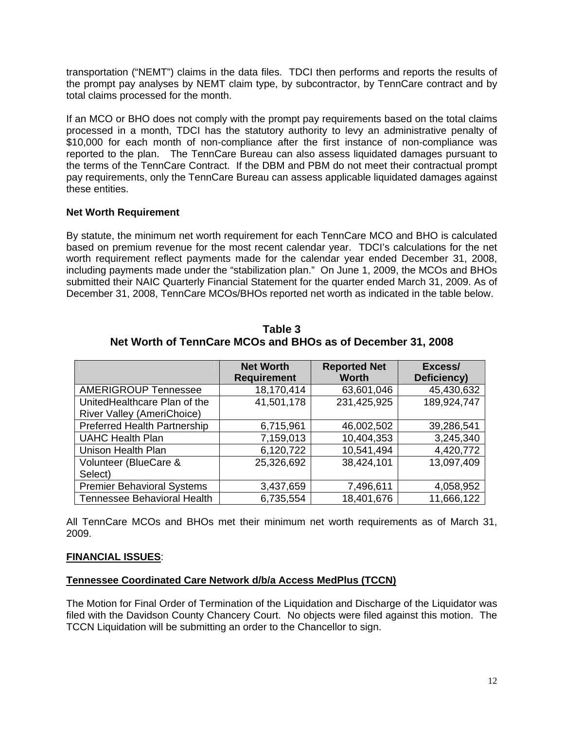transportation ("NEMT") claims in the data files. TDCI then performs and reports the results of the prompt pay analyses by NEMT claim type, by subcontractor, by TennCare contract and by total claims processed for the month.

If an MCO or BHO does not comply with the prompt pay requirements based on the total claims processed in a month, TDCI has the statutory authority to levy an administrative penalty of $10,000 for each month of non-compliance after the first instance of non-compliance was reported to the plan. The TennCare Bureau can also assess liquidated damages pursuant to the terms of the TennCare Contract. If the DBM and PBM do not meet their contractual prompt pay requirements, only the TennCare Bureau can assess applicable liquidated damages against these entities.

**Net Worth Requirement**

By statute, the minimum net worth requirement for each TennCare MCO and BHO is calculated based on premium revenue for the most recent calendar year. TDCI's calculations for the net worth requirement reflect payments made for the calendar year ended December 31, 2008, including payments made under the "stabilization plan." On June 1, 2009, the MCOs and BHOs submitted their NAIC Quarterly Financial Statement for the quarter ended March 31, 2009. As of December 31, 2008, TennCare MCOs/BHOs reported net worth as indicated in the table below.

**Table 3**
**Net Worth of TennCare MCOs and BHOs as of December 31, 2008**

| | Net Worth Requirement | Reported Net Worth | Excess/ Deficiency) |
|---|---|---|---|
| AMERIGROUP Tennessee | 18,170,414 | 63,601,046 | 45,430,632 |
| UnitedHealthcare Plan of the River Valley (AmeriChoice) | 41,501,178 | 231,425,925 | 189,924,747 |
| Preferred Health Partnership | 6,715,961 | 46,002,502 | 39,286,541 |
| UAHC Health Plan | 7,159,013 | 10,404,353 | 3,245,340 |
| Unison Health Plan | 6,120,722 | 10,541,494 | 4,420,772 |
| Volunteer (BlueCare & Select) | 25,326,692 | 38,424,101 | 13,097,409 |
| Premier Behavioral Systems | 3,437,659 | 7,496,611 | 4,058,952 |
| Tennessee Behavioral Health | 6,735,554 | 18,401,676 | 11,666,122 |

All TennCare MCOs and BHOs met their minimum net worth requirements as of March 31, 2009.

**FINANCIAL ISSUES**:

**Tennessee Coordinated Care Network d/b/a Access MedPlus (TCCN)**

The Motion for Final Order of Termination of the Liquidation and Discharge of the Liquidator was filed with the Davidson County Chancery Court. No objects were filed against this motion. The TCCN Liquidation will be submitting an order to the Chancellor to sign.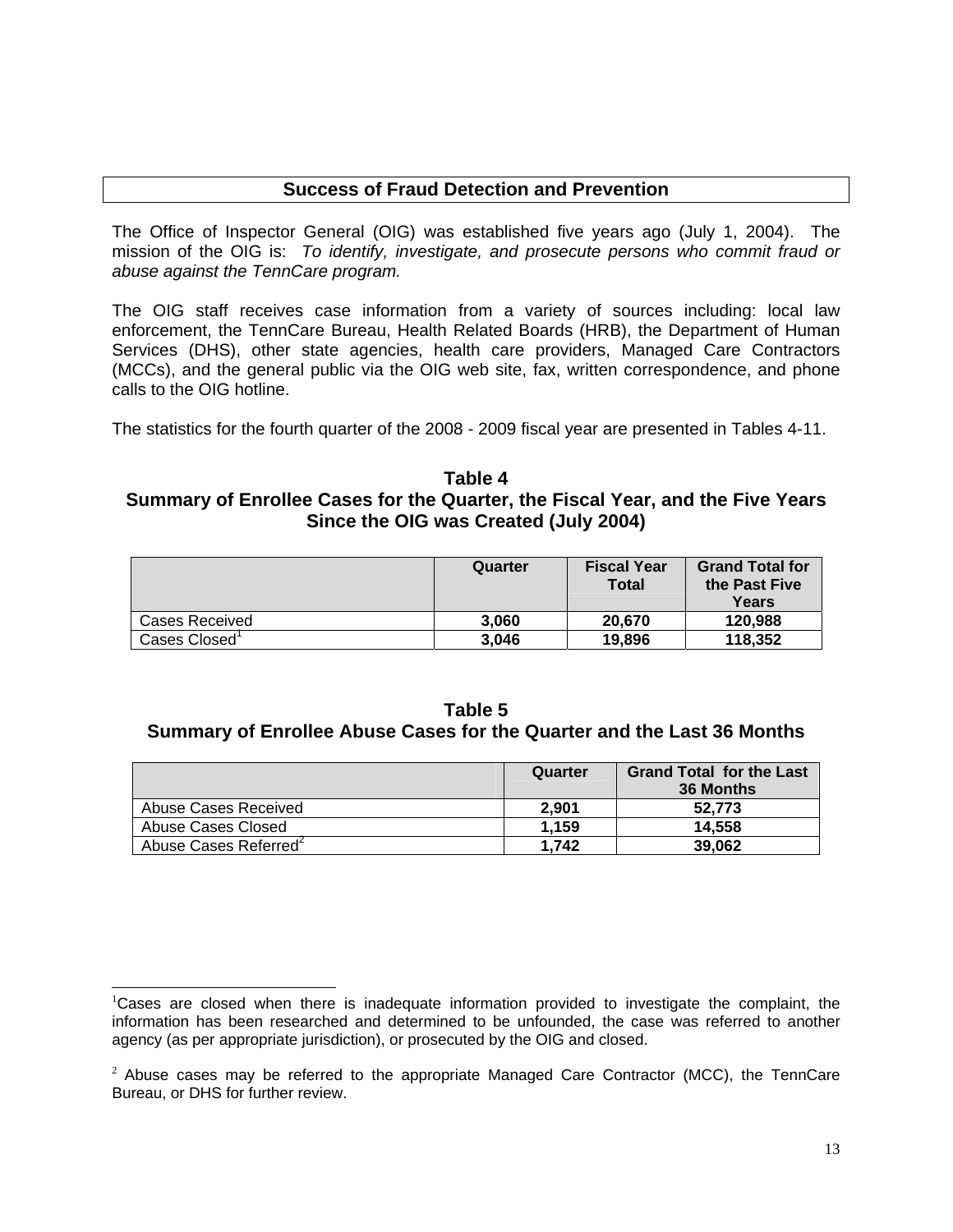## Success of Fraud Detection and Prevention

The Office of Inspector General (OIG) was established five years ago (July 1, 2004). The mission of the OIG is: *To identify, investigate, and prosecute persons who commit fraud or abuse against the TennCare program.*

The OIG staff receives case information from a variety of sources including: local law enforcement, the TennCare Bureau, Health Related Boards (HRB), the Department of Human Services (DHS), other state agencies, health care providers, Managed Care Contractors (MCCs), and the general public via the OIG web site, fax, written correspondence, and phone calls to the OIG hotline.

The statistics for the fourth quarter of the 2008 - 2009 fiscal year are presented in Tables 4-11.

### Table 4
### Summary of Enrollee Cases for the Quarter, the Fiscal Year, and the Five Years Since the OIG was Created (July 2004)

| | Quarter | Fiscal Year Total | Grand Total for the Past Five Years |
|---|---|---|---|
| Cases Received | **3,060** | **20,670** | **120,988** |
| Cases Closed[1] | **3,046** | **19,896** | **118,352** |

### Table 5
### Summary of Enrollee Abuse Cases for the Quarter and the Last 36 Months

| | Quarter | Grand Total for the Last 36 Months |
|---|---|---|
| Abuse Cases Received | **2,901** | **52,773** |
| Abuse Cases Closed | **1,159** | **14,558** |
| Abuse Cases Referred[2] | **1,742** | **39,062** |

[1]Cases are closed when there is inadequate information provided to investigate the complaint, the information has been researched and determined to be unfounded, the case was referred to another agency (as per appropriate jurisdiction), or prosecuted by the OIG and closed.

[2] Abuse cases may be referred to the appropriate Managed Care Contractor (MCC), the TennCare Bureau, or DHS for further review.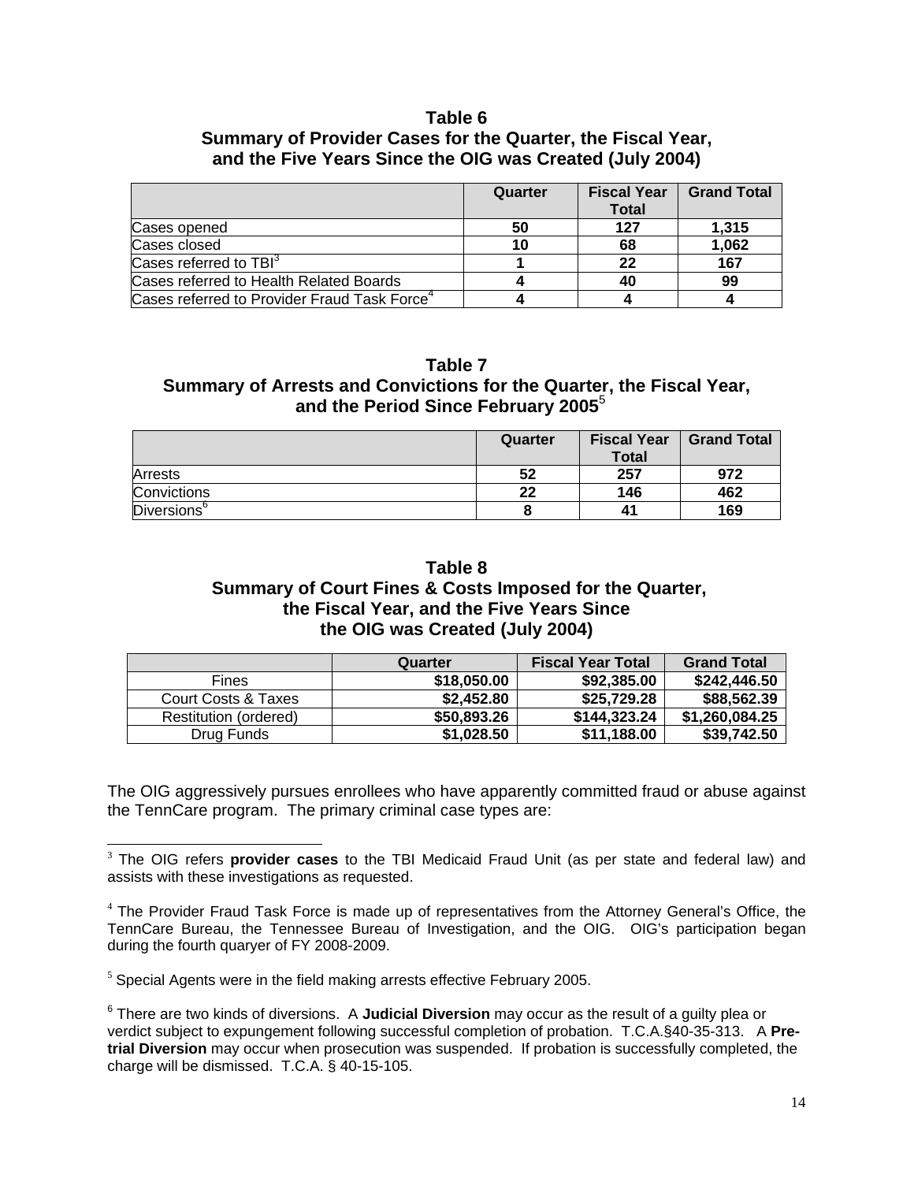**Table 6**
**Summary of Provider Cases for the Quarter, the Fiscal Year, and the Five Years Since the OIG was Created (July 2004)**

| | Quarter | Fiscal Year Total | Grand Total |
|---|---|---|---|
| Cases opened | **50** | **127** | **1,315** |
| Cases closed | **10** | **68** | **1,062** |
| Cases referred to TBI[3] | **1** | **22** | **167** |
| Cases referred to Health Related Boards | **4** | **40** | **99** |
| Cases referred to Provider Fraud Task Force[4] | **4** | **4** | **4** |

**Table 7**
**Summary of Arrests and Convictions for the Quarter, the Fiscal Year, and the Period Since February 2005**[5]

| | Quarter | Fiscal Year Total | Grand Total |
|---|---|---|---|
| Arrests | **52** | **257** | **972** |
| Convictions | **22** | **146** | **462** |
| Diversions[6] | **8** | **41** | **169** |

**Table 8**
**Summary of Court Fines & Costs Imposed for the Quarter, the Fiscal Year, and the Five Years Since the OIG was Created (July 2004)**

| | Quarter | Fiscal Year Total | Grand Total |
|---|---|---|---|
| Fines | **$18,050.00** | **$92,385.00** | **$242,446.50** |
| Court Costs & Taxes | **$2,452.80** | **$25,729.28** | **$88,562.39** |
| Restitution (ordered) | **$50,893.26** | **$144,323.24** | **$1,260,084.25** |
| Drug Funds | **$1,028.50** | **$11,188.00** | **$39,742.50** |

The OIG aggressively pursues enrollees who have apparently committed fraud or abuse against the TennCare program. The primary criminal case types are:

---

[3] The OIG refers **provider cases** to the TBI Medicaid Fraud Unit (as per state and federal law) and assists with these investigations as requested.

[4] The Provider Fraud Task Force is made up of representatives from the Attorney General's Office, the TennCare Bureau, the Tennessee Bureau of Investigation, and the OIG. OIG's participation began during the fourth quaryer of FY 2008-2009.

[5] Special Agents were in the field making arrests effective February 2005.

[6] There are two kinds of diversions. A **Judicial Diversion** may occur as the result of a guilty plea or verdict subject to expungement following successful completion of probation. T.C.A.§40-35-313. A **Pre-trial Diversion** may occur when prosecution was suspended. If probation is successfully completed, the charge will be dismissed. T.C.A. § 40-15-105.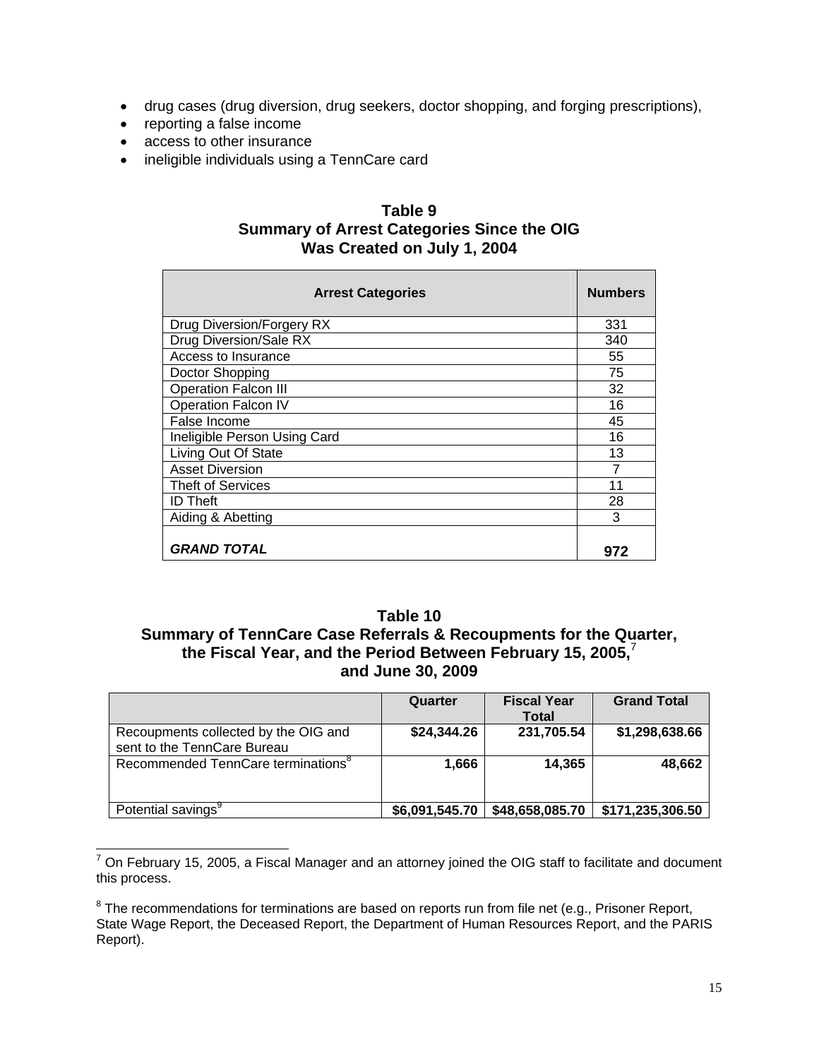- drug cases (drug diversion, drug seekers, doctor shopping, and forging prescriptions),
- reporting a false income
- access to other insurance
- ineligible individuals using a TennCare card

### Table 9
### Summary of Arrest Categories Since the OIG Was Created on July 1, 2004

| Arrest Categories | Numbers |
|---|---|
| Drug Diversion/Forgery RX | 331 |
| Drug Diversion/Sale RX | 340 |
| Access to Insurance | 55 |
| Doctor Shopping | 75 |
| Operation Falcon III | 32 |
| Operation Falcon IV | 16 |
| False Income | 45 |
| Ineligible Person Using Card | 16 |
| Living Out Of State | 13 |
| Asset Diversion | 7 |
| Theft of Services | 11 |
| ID Theft | 28 |
| Aiding & Abetting | 3 |
| ***GRAND TOTAL*** | **972** |

### Table 10
### Summary of TennCare Case Referrals & Recoupments for the Quarter, the Fiscal Year, and the Period Between February 15, 2005,[7] and June 30, 2009

| | Quarter | Fiscal Year Total | Grand Total |
|---|---|---|---|
| Recoupments collected by the OIG and sent to the TennCare Bureau | **$24,344.26** | **231,705.54** | **$1,298,638.66** |
| Recommended TennCare terminations[8] | **1,666** | **14,365** | **48,662** |
| Potential savings[9] | **$6,091,545.70** | **$48,658,085.70** | **$171,235,306.50** |

[7] On February 15, 2005, a Fiscal Manager and an attorney joined the OIG staff to facilitate and document this process.

[8] The recommendations for terminations are based on reports run from file net (e.g., Prisoner Report, State Wage Report, the Deceased Report, the Department of Human Resources Report, and the PARIS Report).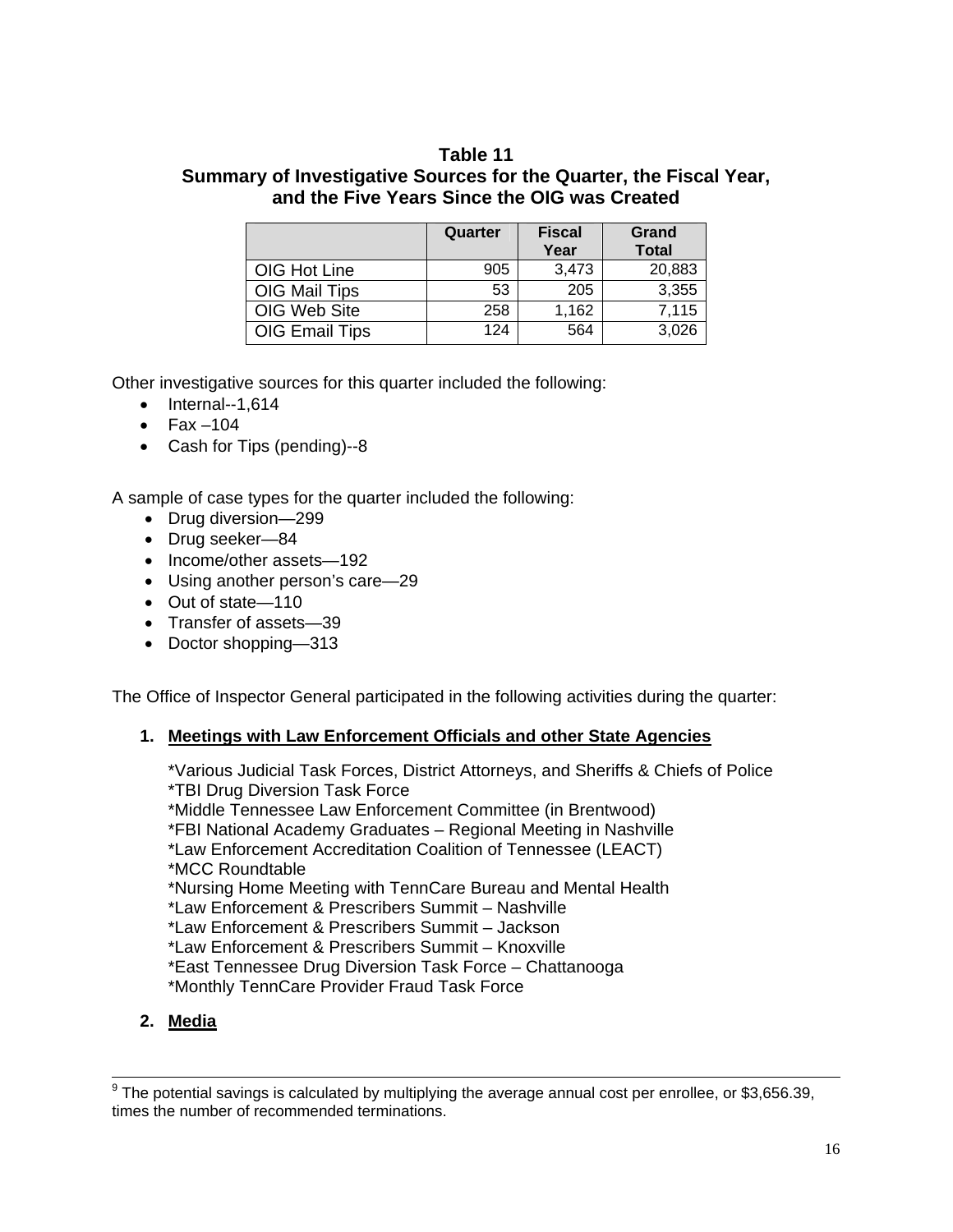**Table 11**
**Summary of Investigative Sources for the Quarter, the Fiscal Year, and the Five Years Since the OIG was Created**

| | Quarter | Fiscal Year | Grand Total |
|---|---|---|---|
| OIG Hot Line | 905 | 3,473 | 20,883 |
| OIG Mail Tips | 53 | 205 | 3,355 |
| OIG Web Site | 258 | 1,162 | 7,115 |
| OIG Email Tips | 124 | 564 | 3,026 |

Other investigative sources for this quarter included the following:

- Internal--1,614
- Fax –104
- Cash for Tips (pending)--8

A sample of case types for the quarter included the following:

- Drug diversion—299
- Drug seeker—84
- Income/other assets—192
- Using another person's care—29
- Out of state—110
- Transfer of assets—39
- Doctor shopping—313

The Office of Inspector General participated in the following activities during the quarter:

1. **Meetings with Law Enforcement Officials and other State Agencies**

   *Various Judicial Task Forces, District Attorneys, and Sheriffs & Chiefs of Police
   *TBI Drug Diversion Task Force
   *Middle Tennessee Law Enforcement Committee (in Brentwood)
   *FBI National Academy Graduates – Regional Meeting in Nashville
   *Law Enforcement Accreditation Coalition of Tennessee (LEACT)
   *MCC Roundtable
   *Nursing Home Meeting with TennCare Bureau and Mental Health
   *Law Enforcement & Prescribers Summit – Nashville
   *Law Enforcement & Prescribers Summit – Jackson
   *Law Enforcement & Prescribers Summit – Knoxville
   *East Tennessee Drug Diversion Task Force – Chattanooga
   *Monthly TennCare Provider Fraud Task Force

2. **Media**

[9] The potential savings is calculated by multiplying the average annual cost per enrollee, or $3,656.39, times the number of recommended terminations.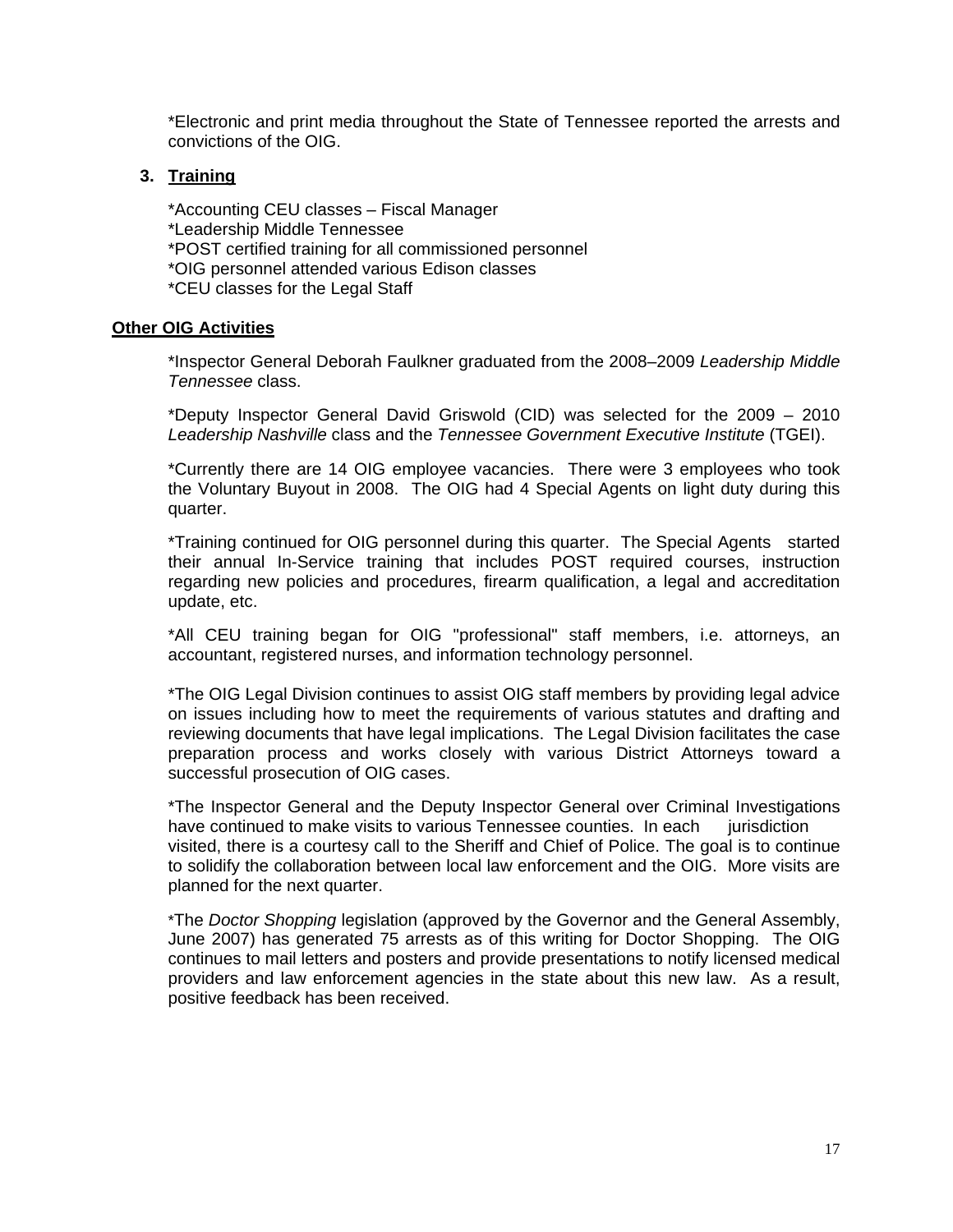*Electronic and print media throughout the State of Tennessee reported the arrests and convictions of the OIG.

**3. Training**

*Accounting CEU classes – Fiscal Manager
*Leadership Middle Tennessee
*POST certified training for all commissioned personnel
*OIG personnel attended various Edison classes
*CEU classes for the Legal Staff

**Other OIG Activities**

*Inspector General Deborah Faulkner graduated from the 2008–2009 *Leadership Middle Tennessee* class.

*Deputy Inspector General David Griswold (CID) was selected for the 2009 – 2010 *Leadership Nashville* class and the *Tennessee Government Executive Institute* (TGEI).

*Currently there are 14 OIG employee vacancies. There were 3 employees who took the Voluntary Buyout in 2008. The OIG had 4 Special Agents on light duty during this quarter.

*Training continued for OIG personnel during this quarter. The Special Agents started their annual In-Service training that includes POST required courses, instruction regarding new policies and procedures, firearm qualification, a legal and accreditation update, etc.

*All CEU training began for OIG "professional" staff members, i.e. attorneys, an accountant, registered nurses, and information technology personnel.

*The OIG Legal Division continues to assist OIG staff members by providing legal advice on issues including how to meet the requirements of various statutes and drafting and reviewing documents that have legal implications. The Legal Division facilitates the case preparation process and works closely with various District Attorneys toward a successful prosecution of OIG cases.

*The Inspector General and the Deputy Inspector General over Criminal Investigations have continued to make visits to various Tennessee counties. In each jurisdiction visited, there is a courtesy call to the Sheriff and Chief of Police. The goal is to continue to solidify the collaboration between local law enforcement and the OIG. More visits are planned for the next quarter.

*The *Doctor Shopping* legislation (approved by the Governor and the General Assembly, June 2007) has generated 75 arrests as of this writing for Doctor Shopping. The OIG continues to mail letters and posters and provide presentations to notify licensed medical providers and law enforcement agencies in the state about this new law. As a result, positive feedback has been received.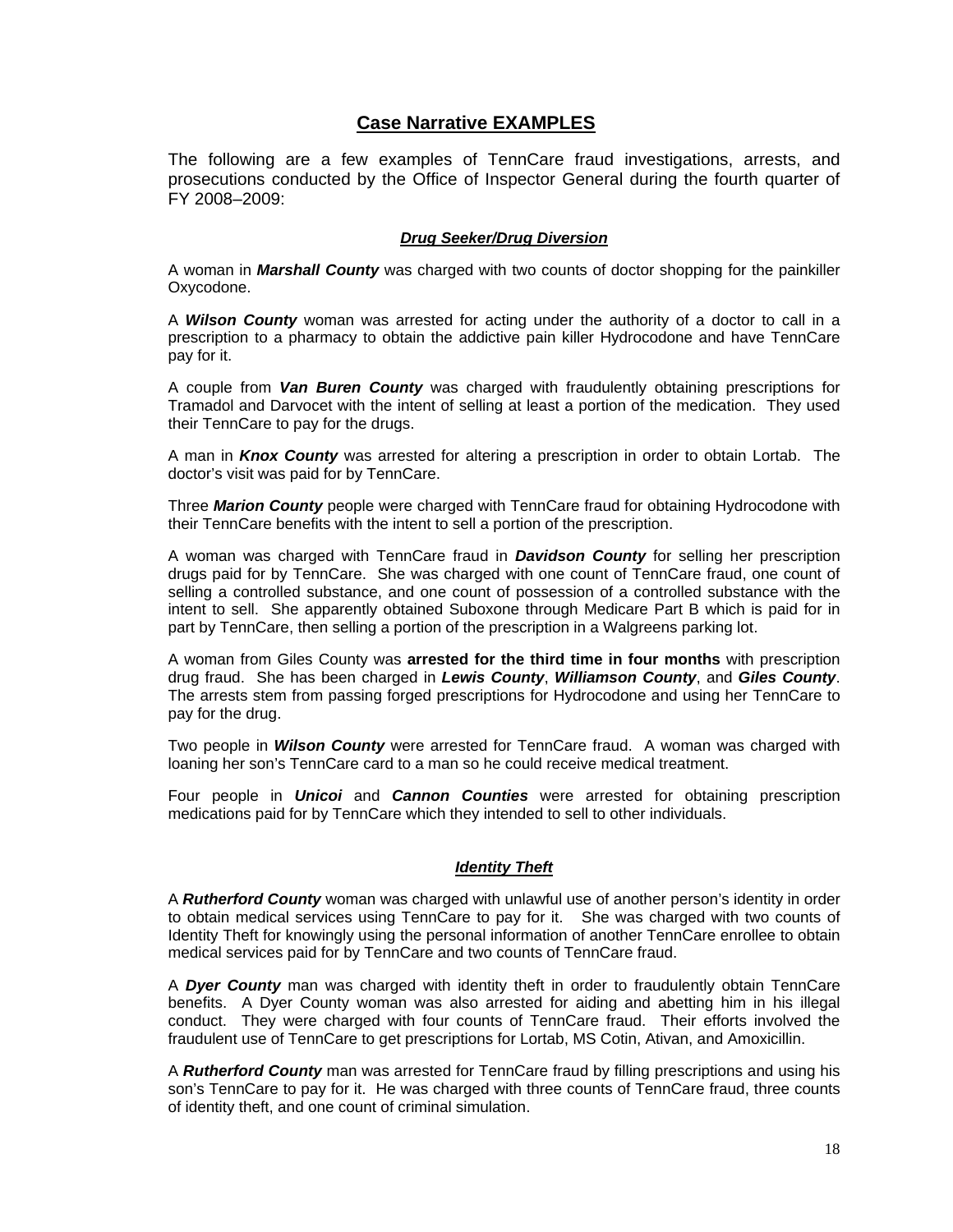## Case Narrative EXAMPLES

The following are a few examples of TennCare fraud investigations, arrests, and prosecutions conducted by the Office of Inspector General during the fourth quarter of FY 2008–2009:

### ***Drug Seeker/Drug Diversion***

A woman in ***Marshall County*** was charged with two counts of doctor shopping for the painkiller Oxycodone.

A ***Wilson County*** woman was arrested for acting under the authority of a doctor to call in a prescription to a pharmacy to obtain the addictive pain killer Hydrocodone and have TennCare pay for it.

A couple from ***Van Buren County*** was charged with fraudulently obtaining prescriptions for Tramadol and Darvocet with the intent of selling at least a portion of the medication. They used their TennCare to pay for the drugs.

A man in ***Knox County*** was arrested for altering a prescription in order to obtain Lortab. The doctor's visit was paid for by TennCare.

Three ***Marion County*** people were charged with TennCare fraud for obtaining Hydrocodone with their TennCare benefits with the intent to sell a portion of the prescription.

A woman was charged with TennCare fraud in ***Davidson County*** for selling her prescription drugs paid for by TennCare. She was charged with one count of TennCare fraud, one count of selling a controlled substance, and one count of possession of a controlled substance with the intent to sell. She apparently obtained Suboxone through Medicare Part B which is paid for in part by TennCare, then selling a portion of the prescription in a Walgreens parking lot.

A woman from Giles County was **arrested for the third time in four months** with prescription drug fraud. She has been charged in ***Lewis County***, ***Williamson County***, and ***Giles County***. The arrests stem from passing forged prescriptions for Hydrocodone and using her TennCare to pay for the drug.

Two people in ***Wilson County*** were arrested for TennCare fraud. A woman was charged with loaning her son's TennCare card to a man so he could receive medical treatment.

Four people in ***Unicoi*** and ***Cannon Counties*** were arrested for obtaining prescription medications paid for by TennCare which they intended to sell to other individuals.

### ***Identity Theft***

A ***Rutherford County*** woman was charged with unlawful use of another person's identity in order to obtain medical services using TennCare to pay for it. She was charged with two counts of Identity Theft for knowingly using the personal information of another TennCare enrollee to obtain medical services paid for by TennCare and two counts of TennCare fraud.

A ***Dyer County*** man was charged with identity theft in order to fraudulently obtain TennCare benefits. A Dyer County woman was also arrested for aiding and abetting him in his illegal conduct. They were charged with four counts of TennCare fraud. Their efforts involved the fraudulent use of TennCare to get prescriptions for Lortab, MS Cotin, Ativan, and Amoxicillin.

A ***Rutherford County*** man was arrested for TennCare fraud by filling prescriptions and using his son's TennCare to pay for it. He was charged with three counts of TennCare fraud, three counts of identity theft, and one count of criminal simulation.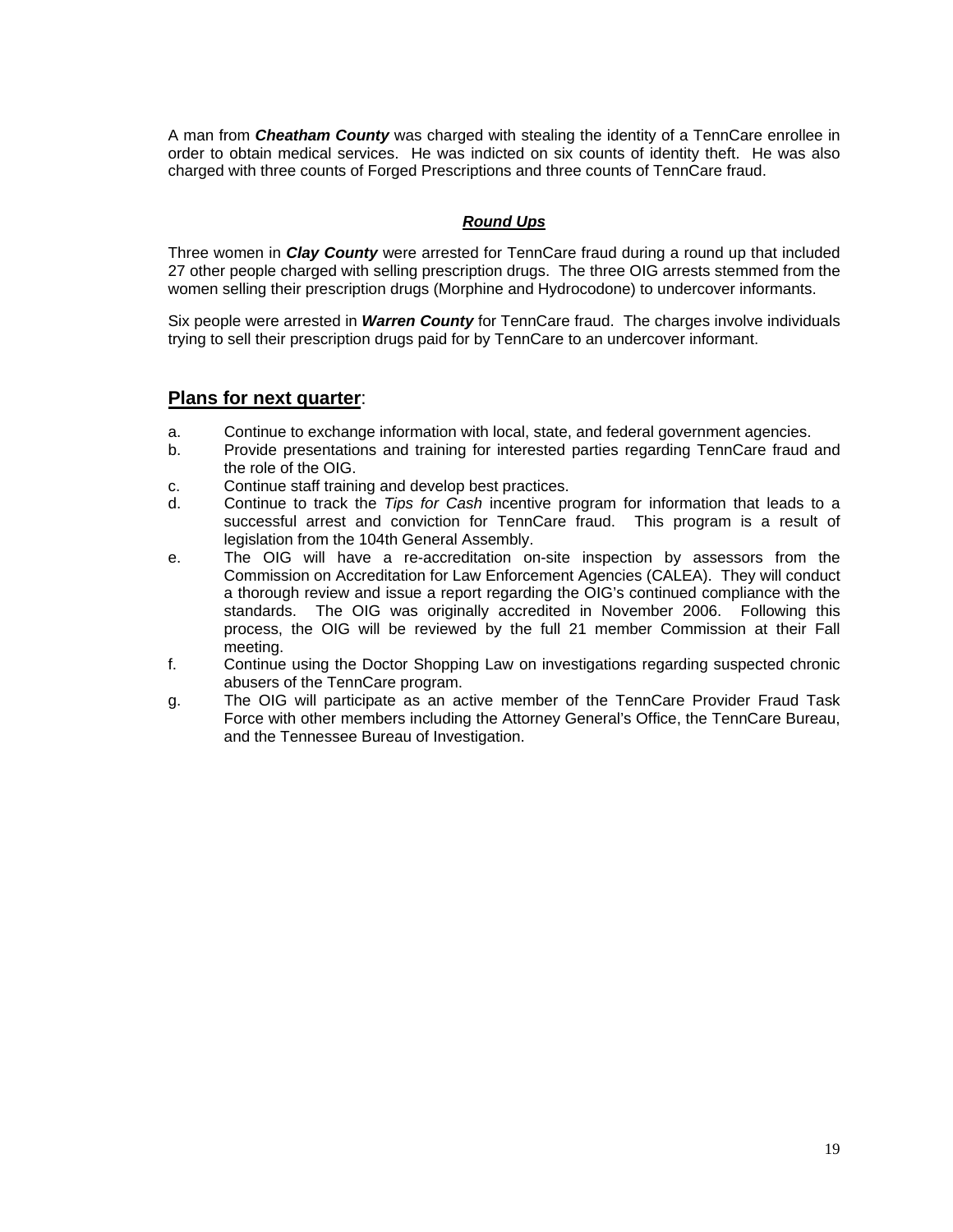A man from ***Cheatham County*** was charged with stealing the identity of a TennCare enrollee in order to obtain medical services. He was indicted on six counts of identity theft. He was also charged with three counts of Forged Prescriptions and three counts of TennCare fraud.

***Round Ups***

Three women in ***Clay County*** were arrested for TennCare fraud during a round up that included 27 other people charged with selling prescription drugs. The three OIG arrests stemmed from the women selling their prescription drugs (Morphine and Hydrocodone) to undercover informants.

Six people were arrested in ***Warren County*** for TennCare fraud. The charges involve individuals trying to sell their prescription drugs paid for by TennCare to an undercover informant.

## Plans for next quarter:

a. Continue to exchange information with local, state, and federal government agencies.
b. Provide presentations and training for interested parties regarding TennCare fraud and the role of the OIG.
c. Continue staff training and develop best practices.
d. Continue to track the *Tips for Cash* incentive program for information that leads to a successful arrest and conviction for TennCare fraud. This program is a result of legislation from the 104th General Assembly.
e. The OIG will have a re-accreditation on-site inspection by assessors from the Commission on Accreditation for Law Enforcement Agencies (CALEA). They will conduct a thorough review and issue a report regarding the OIG's continued compliance with the standards. The OIG was originally accredited in November 2006. Following this process, the OIG will be reviewed by the full 21 member Commission at their Fall meeting.
f. Continue using the Doctor Shopping Law on investigations regarding suspected chronic abusers of the TennCare program.
g. The OIG will participate as an active member of the TennCare Provider Fraud Task Force with other members including the Attorney General's Office, the TennCare Bureau, and the Tennessee Bureau of Investigation.